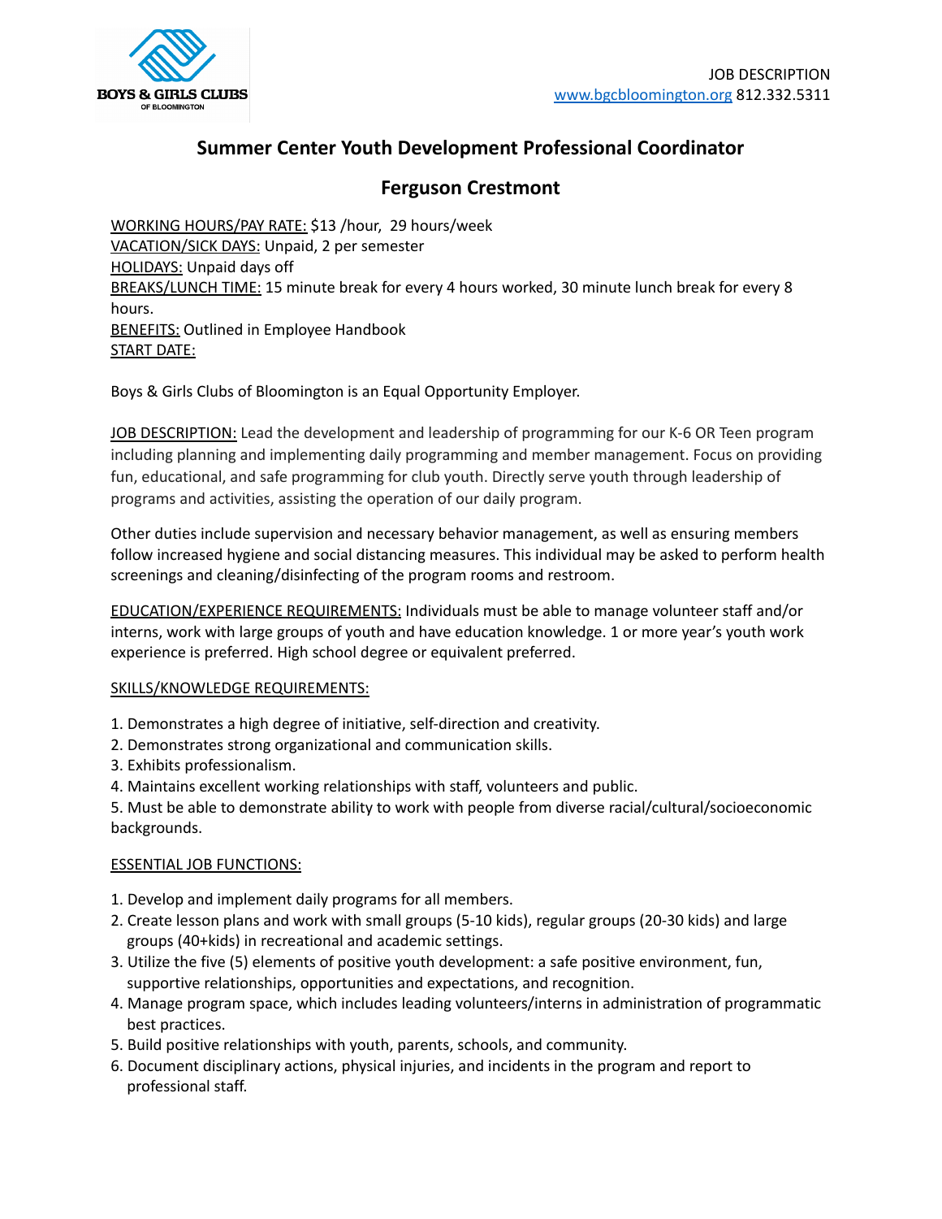JOB DESCRIPTION
www.bgcbloomington.org 812.332.5311

# Summer Center Youth Development Professional Coordinator

## Ferguson Crestmont

WORKING HOURS/PAY RATE: $13 /hour, 29 hours/week
VACATION/SICK DAYS: Unpaid, 2 per semester
HOLIDAYS: Unpaid days off
BREAKS/LUNCH TIME: 15 minute break for every 4 hours worked, 30 minute lunch break for every 8 hours.
BENEFITS: Outlined in Employee Handbook
START DATE:

Boys & Girls Clubs of Bloomington is an Equal Opportunity Employer.

JOB DESCRIPTION: Lead the development and leadership of programming for our K-6 OR Teen program including planning and implementing daily programming and member management. Focus on providing fun, educational, and safe programming for club youth. Directly serve youth through leadership of programs and activities, assisting the operation of our daily program.

Other duties include supervision and necessary behavior management, as well as ensuring members follow increased hygiene and social distancing measures. This individual may be asked to perform health screenings and cleaning/disinfecting of the program rooms and restroom.

EDUCATION/EXPERIENCE REQUIREMENTS: Individuals must be able to manage volunteer staff and/or interns, work with large groups of youth and have education knowledge. 1 or more year's youth work experience is preferred. High school degree or equivalent preferred.

SKILLS/KNOWLEDGE REQUIREMENTS:

1. Demonstrates a high degree of initiative, self-direction and creativity.
2. Demonstrates strong organizational and communication skills.
3. Exhibits professionalism.
4. Maintains excellent working relationships with staff, volunteers and public.
5. Must be able to demonstrate ability to work with people from diverse racial/cultural/socioeconomic backgrounds.

ESSENTIAL JOB FUNCTIONS:

1. Develop and implement daily programs for all members.
2. Create lesson plans and work with small groups (5-10 kids), regular groups (20-30 kids) and large groups (40+kids) in recreational and academic settings.
3. Utilize the five (5) elements of positive youth development: a safe positive environment, fun, supportive relationships, opportunities and expectations, and recognition.
4. Manage program space, which includes leading volunteers/interns in administration of programmatic best practices.
5. Build positive relationships with youth, parents, schools, and community.
6. Document disciplinary actions, physical injuries, and incidents in the program and report to professional staff.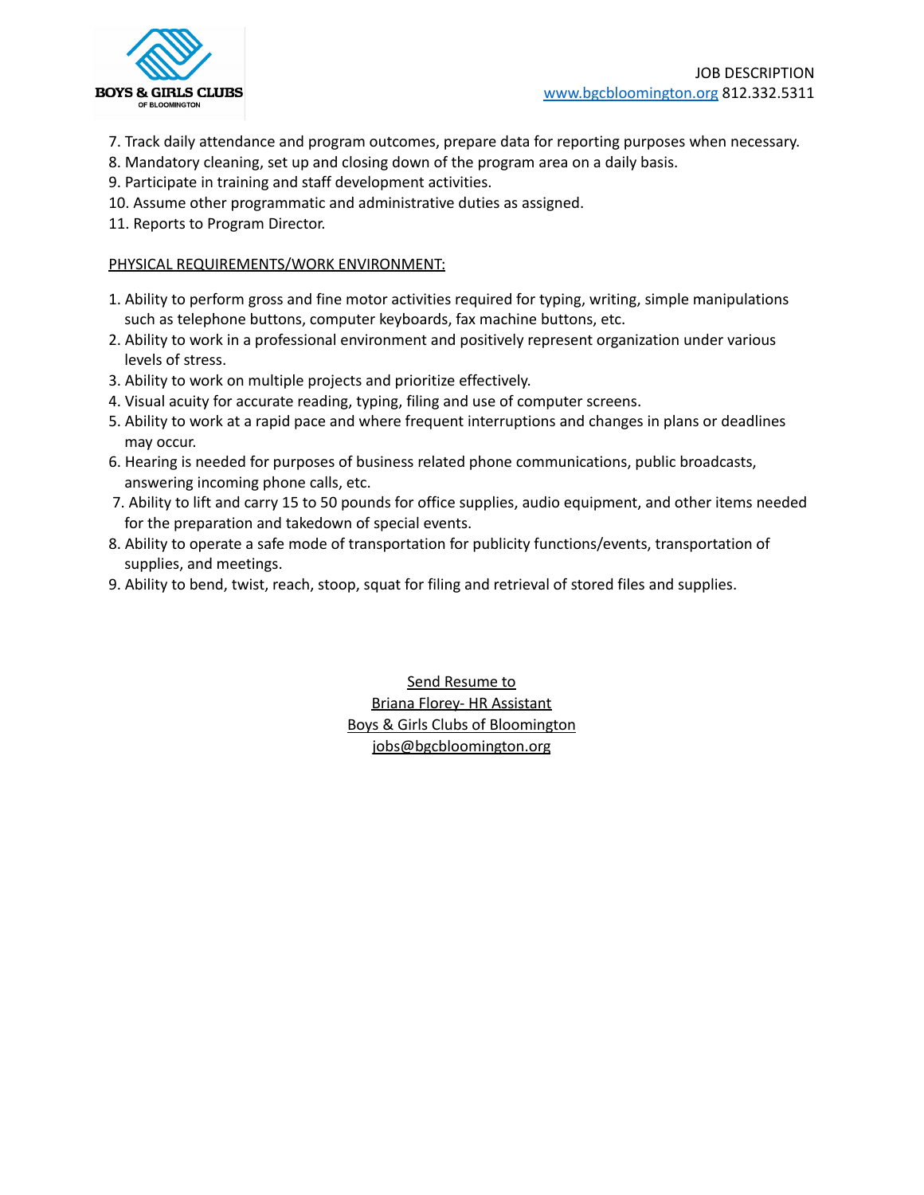7. Track daily attendance and program outcomes, prepare data for reporting purposes when necessary.
8. Mandatory cleaning, set up and closing down of the program area on a daily basis.
9. Participate in training and staff development activities.
10. Assume other programmatic and administrative duties as assigned.
11. Reports to Program Director.

PHYSICAL REQUIREMENTS/WORK ENVIRONMENT:

1. Ability to perform gross and fine motor activities required for typing, writing, simple manipulations such as telephone buttons, computer keyboards, fax machine buttons, etc.
2. Ability to work in a professional environment and positively represent organization under various levels of stress.
3. Ability to work on multiple projects and prioritize effectively.
4. Visual acuity for accurate reading, typing, filing and use of computer screens.
5. Ability to work at a rapid pace and where frequent interruptions and changes in plans or deadlines may occur.
6. Hearing is needed for purposes of business related phone communications, public broadcasts, answering incoming phone calls, etc.
7. Ability to lift and carry 15 to 50 pounds for office supplies, audio equipment, and other items needed for the preparation and takedown of special events.
8. Ability to operate a safe mode of transportation for publicity functions/events, transportation of supplies, and meetings.
9. Ability to bend, twist, reach, stoop, squat for filing and retrieval of stored files and supplies.

Send Resume to
Briana Florey- HR Assistant
Boys & Girls Clubs of Bloomington
jobs@bgcbloomington.org